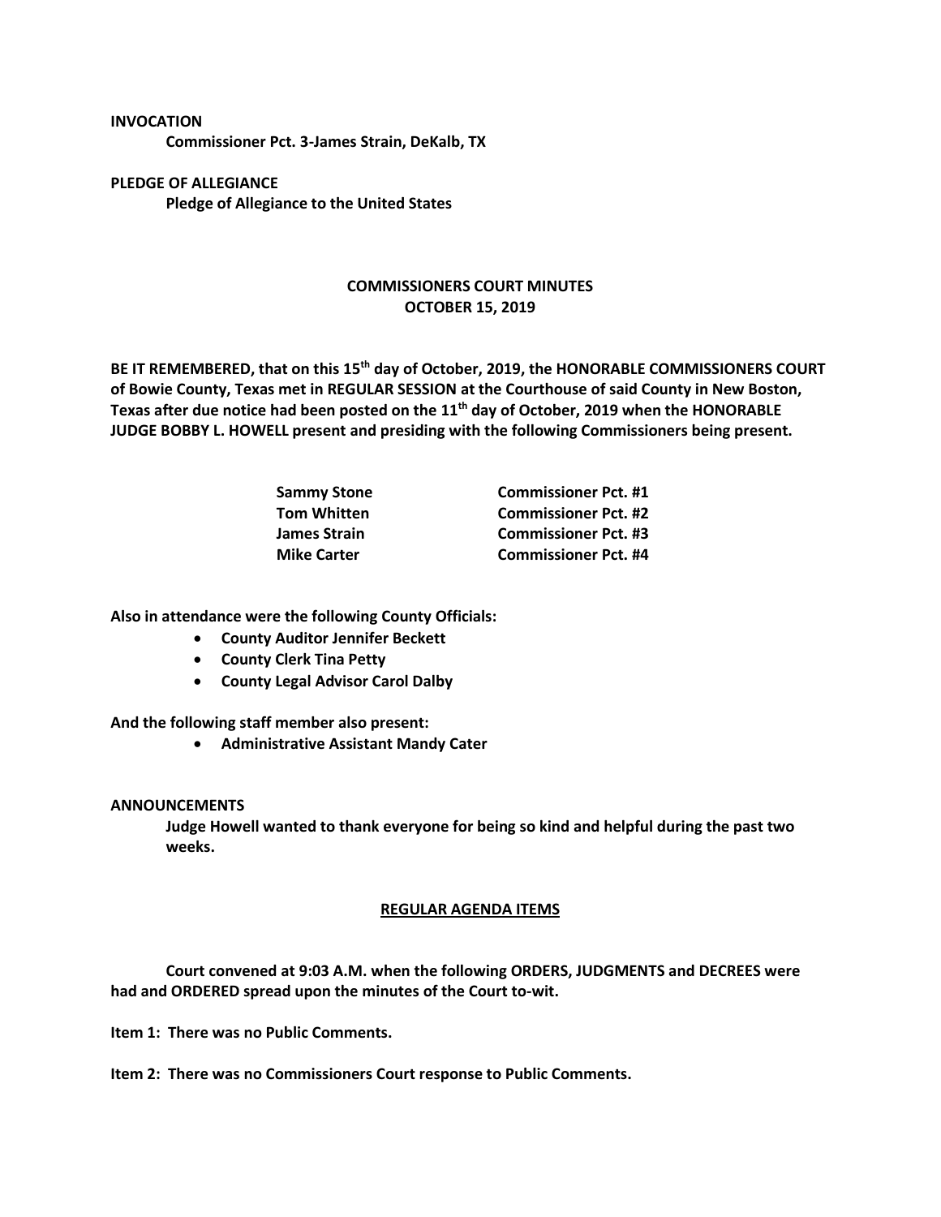**INVOCATION**

**Commissioner Pct. 3-James Strain, DeKalb, TX**

**PLEDGE OF ALLEGIANCE**

**Pledge of Allegiance to the United States**

## COMMISSIONERS COURT MINUTES
## OCTOBER 15, 2019

**BE IT REMEMBERED, that on this 15th day of October, 2019, the HONORABLE COMMISSIONERS COURT of Bowie County, Texas met in REGULAR SESSION at the Courthouse of said County in New Boston, Texas after due notice had been posted on the 11th day of October, 2019 when the HONORABLE JUDGE BOBBY L. HOWELL present and presiding with the following Commissioners being present.**

| | |
|---|---|
| **Sammy Stone** | **Commissioner Pct. #1** |
| **Tom Whitten** | **Commissioner Pct. #2** |
| **James Strain** | **Commissioner Pct. #3** |
| **Mike Carter** | **Commissioner Pct. #4** |

**Also in attendance were the following County Officials:**

- **County Auditor Jennifer Beckett**
- **County Clerk Tina Petty**
- **County Legal Advisor Carol Dalby**

**And the following staff member also present:**

- **Administrative Assistant Mandy Cater**

**ANNOUNCEMENTS**

**Judge Howell wanted to thank everyone for being so kind and helpful during the past two weeks.**

**REGULAR AGENDA ITEMS**

**Court convened at 9:03 A.M. when the following ORDERS, JUDGMENTS and DECREES were had and ORDERED spread upon the minutes of the Court to-wit.**

**Item 1: There was no Public Comments.**

**Item 2: There was no Commissioners Court response to Public Comments.**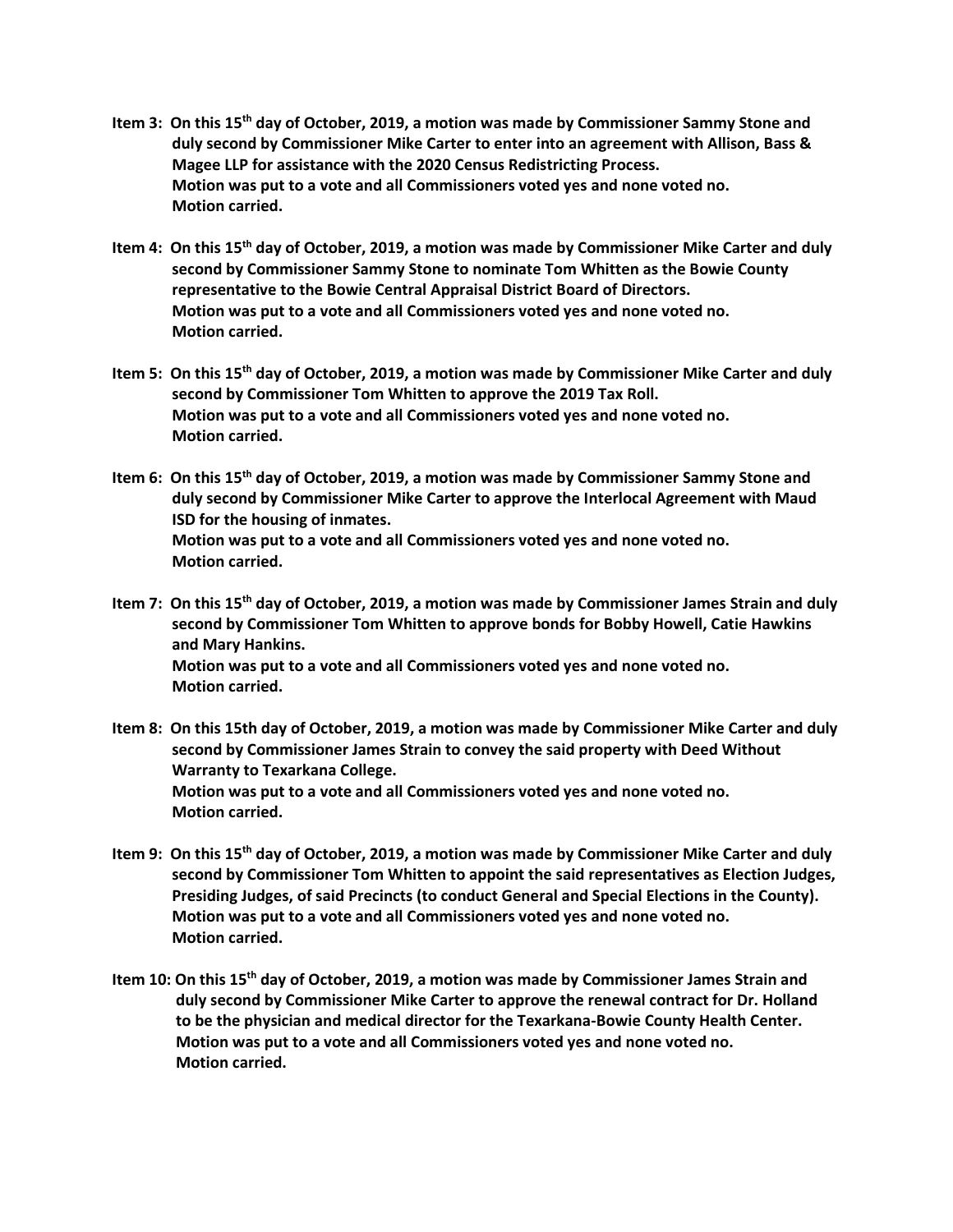**Item 3: On this 15th day of October, 2019, a motion was made by Commissioner Sammy Stone and duly second by Commissioner Mike Carter to enter into an agreement with Allison, Bass & Magee LLP for assistance with the 2020 Census Redistricting Process.**
**Motion was put to a vote and all Commissioners voted yes and none voted no.**
**Motion carried.**

**Item 4: On this 15th day of October, 2019, a motion was made by Commissioner Mike Carter and duly second by Commissioner Sammy Stone to nominate Tom Whitten as the Bowie County representative to the Bowie Central Appraisal District Board of Directors.**
**Motion was put to a vote and all Commissioners voted yes and none voted no.**
**Motion carried.**

**Item 5: On this 15th day of October, 2019, a motion was made by Commissioner Mike Carter and duly second by Commissioner Tom Whitten to approve the 2019 Tax Roll.**
**Motion was put to a vote and all Commissioners voted yes and none voted no.**
**Motion carried.**

**Item 6: On this 15th day of October, 2019, a motion was made by Commissioner Sammy Stone and duly second by Commissioner Mike Carter to approve the Interlocal Agreement with Maud ISD for the housing of inmates.**
**Motion was put to a vote and all Commissioners voted yes and none voted no.**
**Motion carried.**

**Item 7: On this 15th day of October, 2019, a motion was made by Commissioner James Strain and duly second by Commissioner Tom Whitten to approve bonds for Bobby Howell, Catie Hawkins and Mary Hankins.**
**Motion was put to a vote and all Commissioners voted yes and none voted no.**
**Motion carried.**

**Item 8: On this 15th day of October, 2019, a motion was made by Commissioner Mike Carter and duly second by Commissioner James Strain to convey the said property with Deed Without Warranty to Texarkana College.**
**Motion was put to a vote and all Commissioners voted yes and none voted no.**
**Motion carried.**

**Item 9: On this 15th day of October, 2019, a motion was made by Commissioner Mike Carter and duly second by Commissioner Tom Whitten to appoint the said representatives as Election Judges, Presiding Judges, of said Precincts (to conduct General and Special Elections in the County).**
**Motion was put to a vote and all Commissioners voted yes and none voted no.**
**Motion carried.**

**Item 10: On this 15th day of October, 2019, a motion was made by Commissioner James Strain and duly second by Commissioner Mike Carter to approve the renewal contract for Dr. Holland to be the physician and medical director for the Texarkana-Bowie County Health Center.**
**Motion was put to a vote and all Commissioners voted yes and none voted no.**
**Motion carried.**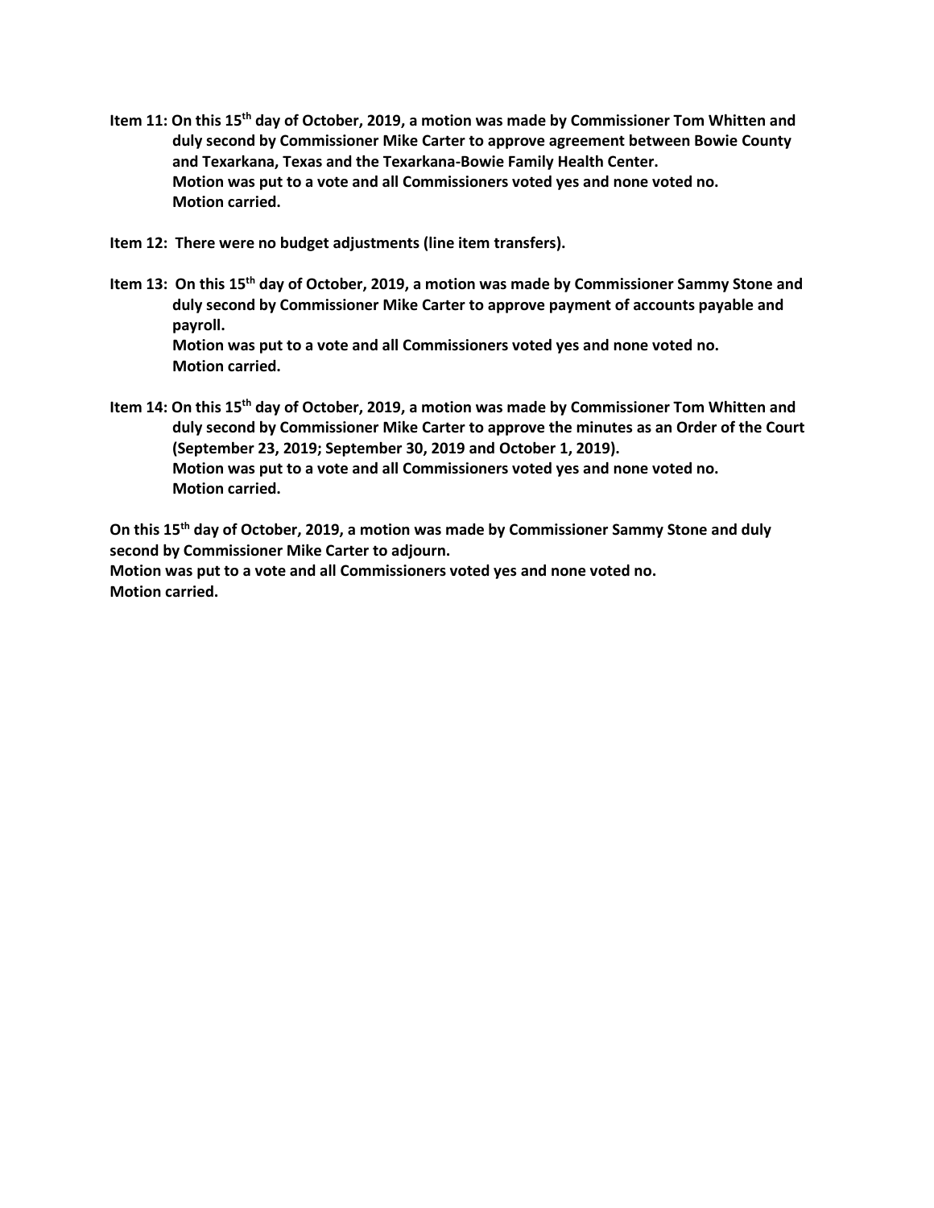**Item 11: On this 15th day of October, 2019, a motion was made by Commissioner Tom Whitten and duly second by Commissioner Mike Carter to approve agreement between Bowie County and Texarkana, Texas and the Texarkana-Bowie Family Health Center.**
**Motion was put to a vote and all Commissioners voted yes and none voted no.**
**Motion carried.**

**Item 12: There were no budget adjustments (line item transfers).**

**Item 13: On this 15th day of October, 2019, a motion was made by Commissioner Sammy Stone and duly second by Commissioner Mike Carter to approve payment of accounts payable and payroll.**
**Motion was put to a vote and all Commissioners voted yes and none voted no.**
**Motion carried.**

**Item 14: On this 15th day of October, 2019, a motion was made by Commissioner Tom Whitten and duly second by Commissioner Mike Carter to approve the minutes as an Order of the Court (September 23, 2019; September 30, 2019 and October 1, 2019).**
**Motion was put to a vote and all Commissioners voted yes and none voted no.**
**Motion carried.**

**On this 15th day of October, 2019, a motion was made by Commissioner Sammy Stone and duly second by Commissioner Mike Carter to adjourn.**
**Motion was put to a vote and all Commissioners voted yes and none voted no.**
**Motion carried.**